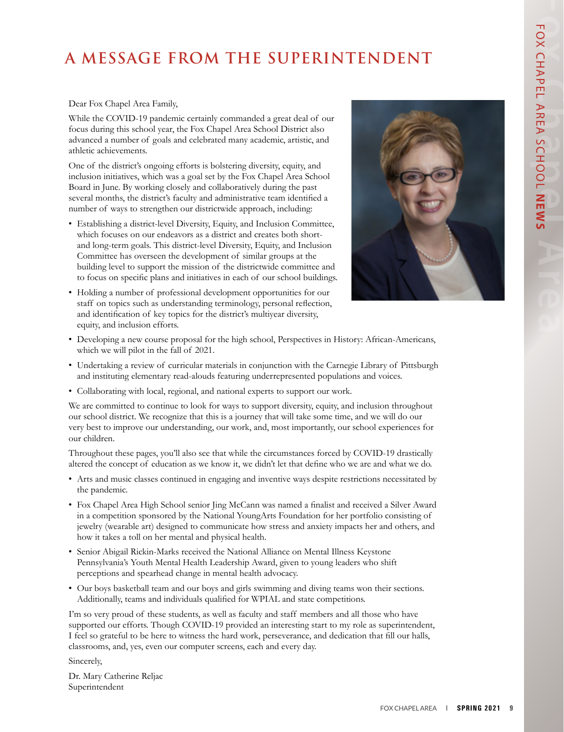# A MESSAGE FROM THE SUPERINTENDENT

Dear Fox Chapel Area Family,

While the COVID-19 pandemic certainly commanded a great deal of our focus during this school year, the Fox Chapel Area School District also advanced a number of goals and celebrated many academic, artistic, and athletic achievements.

One of the district's ongoing efforts is bolstering diversity, equity, and inclusion initiatives, which was a goal set by the Fox Chapel Area School Board in June. By working closely and collaboratively during the past several months, the district's faculty and administrative team identified a number of ways to strengthen our districtwide approach, including:

- Establishing a district-level Diversity, Equity, and Inclusion Committee, which focuses on our endeavors as a district and creates both short- and long-term goals. This district-level Diversity, Equity, and Inclusion Committee has overseen the development of similar groups at the building level to support the mission of the districtwide committee and to focus on specific plans and initiatives in each of our school buildings.
- Holding a number of professional development opportunities for our staff on topics such as understanding terminology, personal reflection, and identification of key topics for the district's multiyear diversity, equity, and inclusion efforts.
- Developing a new course proposal for the high school, Perspectives in History: African-Americans, which we will pilot in the fall of 2021.
- Undertaking a review of curricular materials in conjunction with the Carnegie Library of Pittsburgh and instituting elementary read-alouds featuring underrepresented populations and voices.
- Collaborating with local, regional, and national experts to support our work.

We are committed to continue to look for ways to support diversity, equity, and inclusion throughout our school district. We recognize that this is a journey that will take some time, and we will do our very best to improve our understanding, our work, and, most importantly, our school experiences for our children.

Throughout these pages, you'll also see that while the circumstances forced by COVID-19 drastically altered the concept of education as we know it, we didn't let that define who we are and what we do.

- Arts and music classes continued in engaging and inventive ways despite restrictions necessitated by the pandemic.
- Fox Chapel Area High School senior Jing McCann was named a finalist and received a Silver Award in a competition sponsored by the National YoungArts Foundation for her portfolio consisting of jewelry (wearable art) designed to communicate how stress and anxiety impacts her and others, and how it takes a toll on her mental and physical health.
- Senior Abigail Rickin-Marks received the National Alliance on Mental Illness Keystone Pennsylvania's Youth Mental Health Leadership Award, given to young leaders who shift perceptions and spearhead change in mental health advocacy.
- Our boys basketball team and our boys and girls swimming and diving teams won their sections. Additionally, teams and individuals qualified for WPIAL and state competitions.

I'm so very proud of these students, as well as faculty and staff members and all those who have supported our efforts. Though COVID-19 provided an interesting start to my role as superintendent, I feel so grateful to be here to witness the hard work, perseverance, and dedication that fill our halls, classrooms, and, yes, even our computer screens, each and every day.

Sincerely,

Dr. Mary Catherine Reljac
Superintendent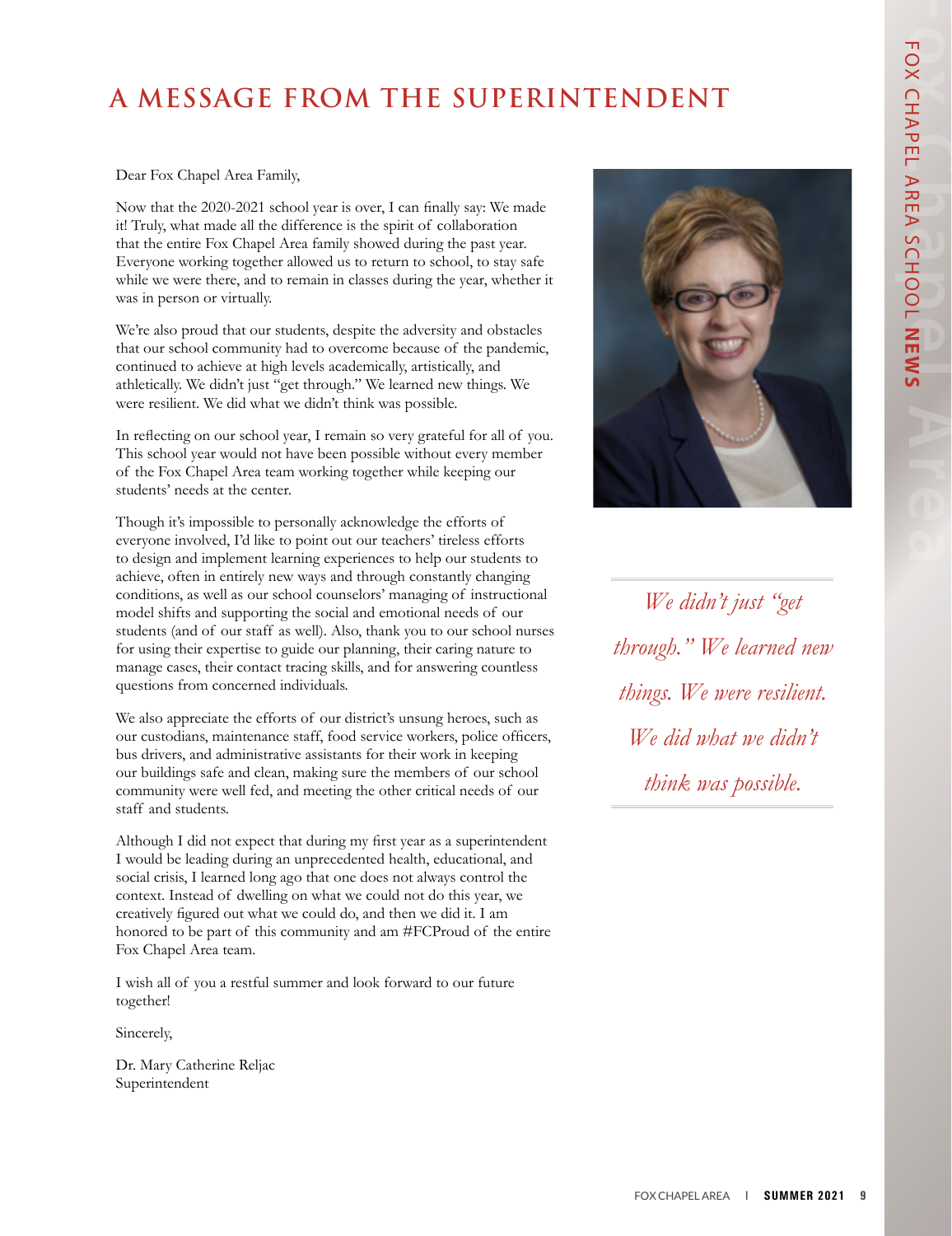# A MESSAGE FROM THE SUPERINTENDENT

Dear Fox Chapel Area Family,

Now that the 2020-2021 school year is over, I can finally say: We made it! Truly, what made all the difference is the spirit of collaboration that the entire Fox Chapel Area family showed during the past year. Everyone working together allowed us to return to school, to stay safe while we were there, and to remain in classes during the year, whether it was in person or virtually.

We're also proud that our students, despite the adversity and obstacles that our school community had to overcome because of the pandemic, continued to achieve at high levels academically, artistically, and athletically. We didn't just "get through." We learned new things. We were resilient. We did what we didn't think was possible.

In reflecting on our school year, I remain so very grateful for all of you. This school year would not have been possible without every member of the Fox Chapel Area team working together while keeping our students' needs at the center.

Though it's impossible to personally acknowledge the efforts of everyone involved, I'd like to point out our teachers' tireless efforts to design and implement learning experiences to help our students to achieve, often in entirely new ways and through constantly changing conditions, as well as our school counselors' managing of instructional model shifts and supporting the social and emotional needs of our students (and of our staff as well). Also, thank you to our school nurses for using their expertise to guide our planning, their caring nature to manage cases, their contact tracing skills, and for answering countless questions from concerned individuals.

We also appreciate the efforts of our district's unsung heroes, such as our custodians, maintenance staff, food service workers, police officers, bus drivers, and administrative assistants for their work in keeping our buildings safe and clean, making sure the members of our school community were well fed, and meeting the other critical needs of our staff and students.

Although I did not expect that during my first year as a superintendent I would be leading during an unprecedented health, educational, and social crisis, I learned long ago that one does not always control the context. Instead of dwelling on what we could not do this year, we creatively figured out what we could do, and then we did it. I am honored to be part of this community and am #FCProud of the entire Fox Chapel Area team.

I wish all of you a restful summer and look forward to our future together!

Sincerely,

Dr. Mary Catherine Reljac
Superintendent

*We didn't just "get through." We learned new things. We were resilient. We did what we didn't think was possible.*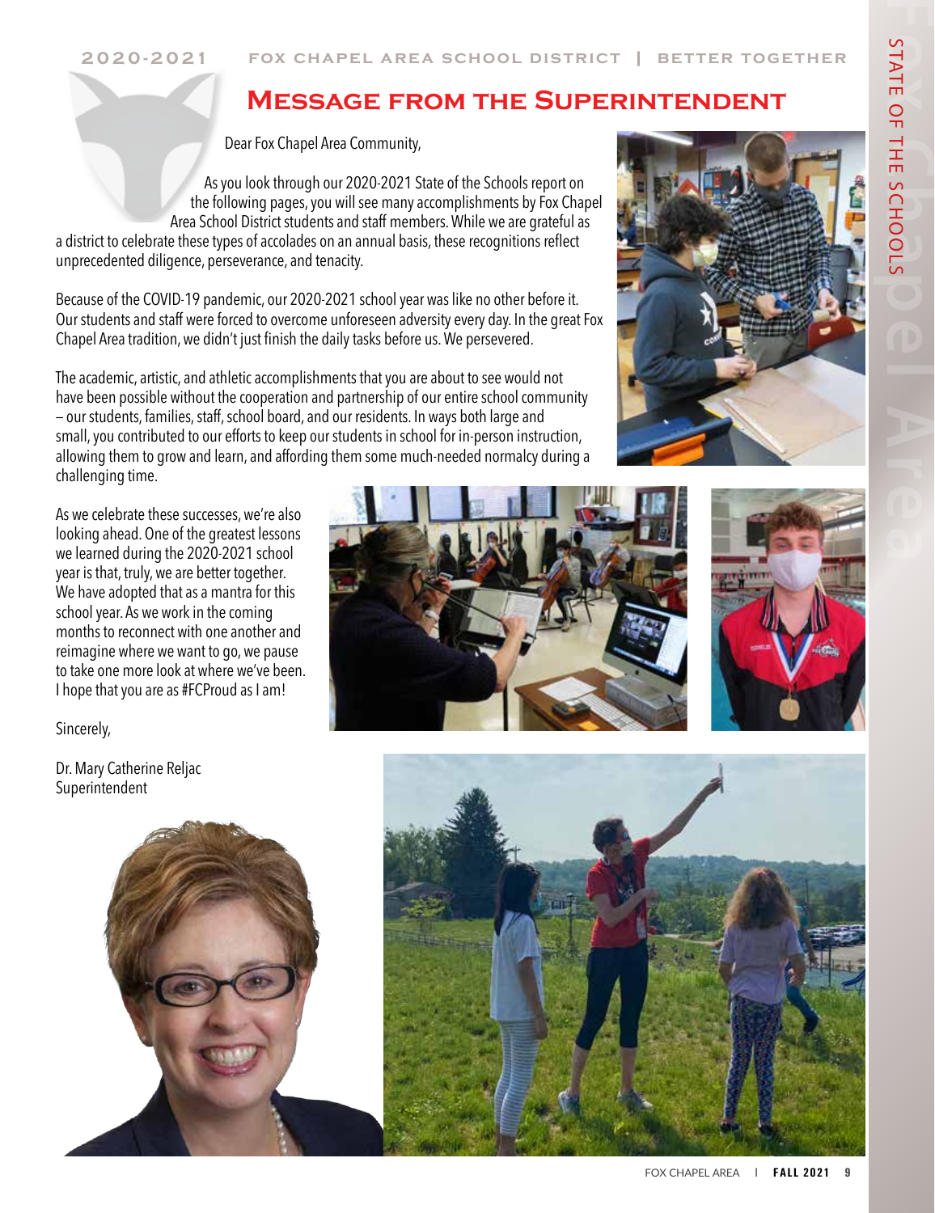# Message from the Superintendent

Dear Fox Chapel Area Community,

As you look through our 2020-2021 State of the Schools report on the following pages, you will see many accomplishments by Fox Chapel Area School District students and staff members. While we are grateful as a district to celebrate these types of accolades on an annual basis, these recognitions reflect unprecedented diligence, perseverance, and tenacity.

Because of the COVID-19 pandemic, our 2020-2021 school year was like no other before it. Our students and staff were forced to overcome unforeseen adversity every day. In the great Fox Chapel Area tradition, we didn't just finish the daily tasks before us. We persevered.

The academic, artistic, and athletic accomplishments that you are about to see would not have been possible without the cooperation and partnership of our entire school community – our students, families, staff, school board, and our residents. In ways both large and small, you contributed to our efforts to keep our students in school for in-person instruction, allowing them to grow and learn, and affording them some much-needed normalcy during a challenging time.

As we celebrate these successes, we're also looking ahead. One of the greatest lessons we learned during the 2020-2021 school year is that, truly, we are better together. We have adopted that as a mantra for this school year. As we work in the coming months to reconnect with one another and reimagine where we want to go, we pause to take one more look at where we've been. I hope that you are as #FCProud as I am!

Sincerely,

Dr. Mary Catherine Reljac
Superintendent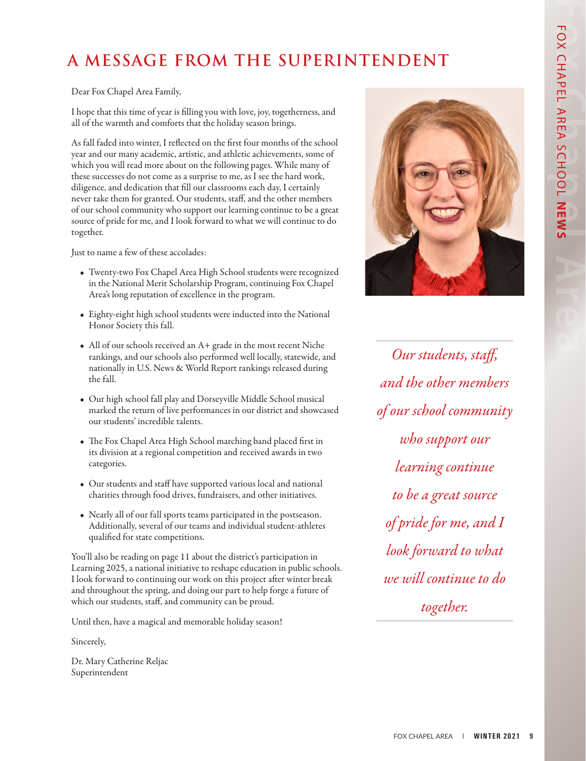# A MESSAGE FROM THE SUPERINTENDENT

Dear Fox Chapel Area Family,

I hope that this time of year is filling you with love, joy, togetherness, and all of the warmth and comforts that the holiday season brings.

As fall faded into winter, I reflected on the first four months of the school year and our many academic, artistic, and athletic achievements, some of which you will read more about on the following pages. While many of these successes do not come as a surprise to me, as I see the hard work, diligence, and dedication that fill our classrooms each day, I certainly never take them for granted. Our students, staff, and the other members of our school community who support our learning continue to be a great source of pride for me, and I look forward to what we will continue to do together.

Just to name a few of these accolades:

- Twenty-two Fox Chapel Area High School students were recognized in the National Merit Scholarship Program, continuing Fox Chapel Area's long reputation of excellence in the program.
- Eighty-eight high school students were inducted into the National Honor Society this fall.
- All of our schools received an A+ grade in the most recent Niche rankings, and our schools also performed well locally, statewide, and nationally in U.S. News & World Report rankings released during the fall.
- Our high school fall play and Dorseyville Middle School musical marked the return of live performances in our district and showcased our students' incredible talents.
- The Fox Chapel Area High School marching band placed first in its division at a regional competition and received awards in two categories.
- Our students and staff have supported various local and national charities through food drives, fundraisers, and other initiatives.
- Nearly all of our fall sports teams participated in the postseason. Additionally, several of our teams and individual student-athletes qualified for state competitions.

You'll also be reading on page 11 about the district's participation in Learning 2025, a national initiative to reshape education in public schools. I look forward to continuing our work on this project after winter break and throughout the spring, and doing our part to help forge a future of which our students, staff, and community can be proud.

Until then, have a magical and memorable holiday season!

Sincerely,

Dr. Mary Catherine Reljac
Superintendent

*Our students, staff, and the other members of our school community who support our learning continue to be a great source of pride for me, and I look forward to what we will continue to do together.*